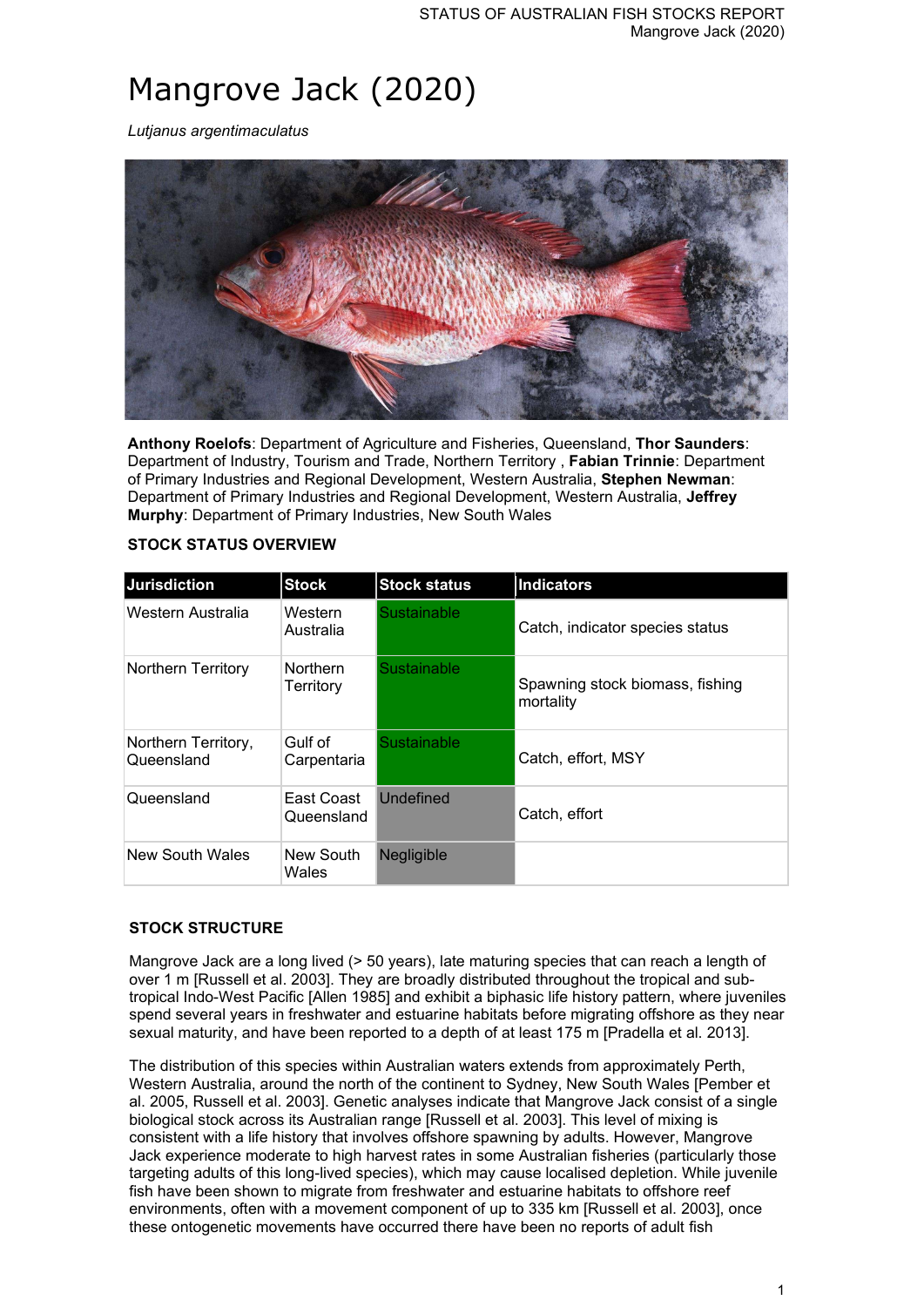# Mangrove Jack (2020)

*Lutjanus argentimaculatus*

**Anthony Roelofs**: Department of Agriculture and Fisheries, Queensland, **Thor Saunders**: Department of Industry, Tourism and Trade, Northern Territory , **Fabian Trinnie**: Department of Primary Industries and Regional Development, Western Australia, **Stephen Newman**: Department of Primary Industries and Regional Development, Western Australia, **Jeffrey Murphy**: Department of Primary Industries, New South Wales

### STOCK STATUS OVERVIEW

| Jurisdiction | Stock | Stock status | Indicators |
|---|---|---|---|
| Western Australia | Western Australia | Sustainable | Catch, indicator species status |
| Northern Territory | Northern Territory | Sustainable | Spawning stock biomass, fishing mortality |
| Northern Territory, Queensland | Gulf of Carpentaria | Sustainable | Catch, effort, MSY |
| Queensland | East Coast Queensland | Undefined | Catch, effort |
| New South Wales | New South Wales | Negligible | |

### STOCK STRUCTURE

Mangrove Jack are a long lived (> 50 years), late maturing species that can reach a length of over 1 m [Russell et al. 2003]. They are broadly distributed throughout the tropical and sub-tropical Indo-West Pacific [Allen 1985] and exhibit a biphasic life history pattern, where juveniles spend several years in freshwater and estuarine habitats before migrating offshore as they near sexual maturity, and have been reported to a depth of at least 175 m [Pradella et al. 2013].

The distribution of this species within Australian waters extends from approximately Perth, Western Australia, around the north of the continent to Sydney, New South Wales [Pember et al. 2005, Russell et al. 2003]. Genetic analyses indicate that Mangrove Jack consist of a single biological stock across its Australian range [Russell et al. 2003]. This level of mixing is consistent with a life history that involves offshore spawning by adults. However, Mangrove Jack experience moderate to high harvest rates in some Australian fisheries (particularly those targeting adults of this long-lived species), which may cause localised depletion. While juvenile fish have been shown to migrate from freshwater and estuarine habitats to offshore reef environments, often with a movement component of up to 335 km [Russell et al. 2003], once these ontogenetic movements have occurred there have been no reports of adult fish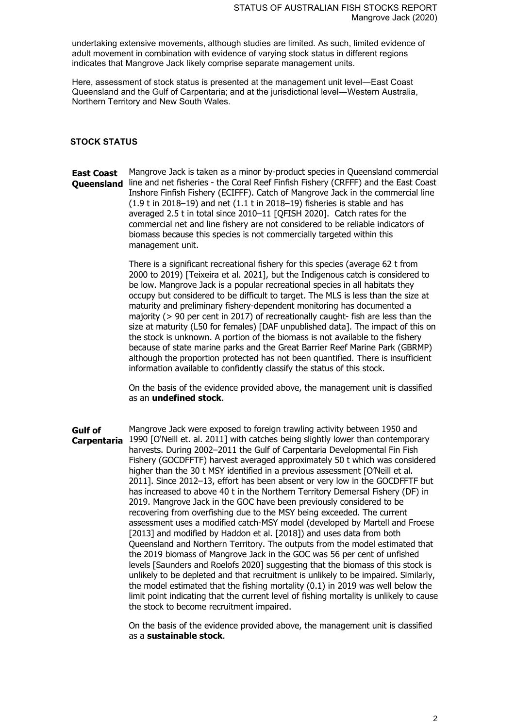undertaking extensive movements, although studies are limited. As such, limited evidence of adult movement in combination with evidence of varying stock status in different regions indicates that Mangrove Jack likely comprise separate management units.

Here, assessment of stock status is presented at the management unit level—East Coast Queensland and the Gulf of Carpentaria; and at the jurisdictional level—Western Australia, Northern Territory and New South Wales.

## STOCK STATUS

**East Coast Queensland**

Mangrove Jack is taken as a minor by-product species in Queensland commercial line and net fisheries - the Coral Reef Finfish Fishery (CRFFF) and the East Coast Inshore Finfish Fishery (ECIFFF). Catch of Mangrove Jack in the commercial line (1.9 t in 2018–19) and net (1.1 t in 2018–19) fisheries is stable and has averaged 2.5 t in total since 2010–11 [QFISH 2020]. Catch rates for the commercial net and line fishery are not considered to be reliable indicators of biomass because this species is not commercially targeted within this management unit.

There is a significant recreational fishery for this species (average 62 t from 2000 to 2019) [Teixeira et al. 2021], but the Indigenous catch is considered to be low. Mangrove Jack is a popular recreational species in all habitats they occupy but considered to be difficult to target. The MLS is less than the size at maturity and preliminary fishery-dependent monitoring has documented a majority (> 90 per cent in 2017) of recreationally caught- fish are less than the size at maturity (L50 for females) [DAF unpublished data]. The impact of this on the stock is unknown. A portion of the biomass is not available to the fishery because of state marine parks and the Great Barrier Reef Marine Park (GBRMP) although the proportion protected has not been quantified. There is insufficient information available to confidently classify the status of this stock.

On the basis of the evidence provided above, the management unit is classified as an **undefined stock**.

**Gulf of Carpentaria**

Mangrove Jack were exposed to foreign trawling activity between 1950 and 1990 [O'Neill et. al. 2011] with catches being slightly lower than contemporary harvests. During 2002–2011 the Gulf of Carpentaria Developmental Fin Fish Fishery (GOCDFFTF) harvest averaged approximately 50 t which was considered higher than the 30 t MSY identified in a previous assessment [O'Neill et al. 2011]. Since 2012–13, effort has been absent or very low in the GOCDFFTF but has increased to above 40 t in the Northern Territory Demersal Fishery (DF) in 2019. Mangrove Jack in the GOC have been previously considered to be recovering from overfishing due to the MSY being exceeded. The current assessment uses a modified catch-MSY model (developed by Martell and Froese [2013] and modified by Haddon et al. [2018]) and uses data from both Queensland and Northern Territory. The outputs from the model estimated that the 2019 biomass of Mangrove Jack in the GOC was 56 per cent of unfished levels [Saunders and Roelofs 2020] suggesting that the biomass of this stock is unlikely to be depleted and that recruitment is unlikely to be impaired. Similarly, the model estimated that the fishing mortality (0.1) in 2019 was well below the limit point indicating that the current level of fishing mortality is unlikely to cause the stock to become recruitment impaired.

On the basis of the evidence provided above, the management unit is classified as a **sustainable stock**.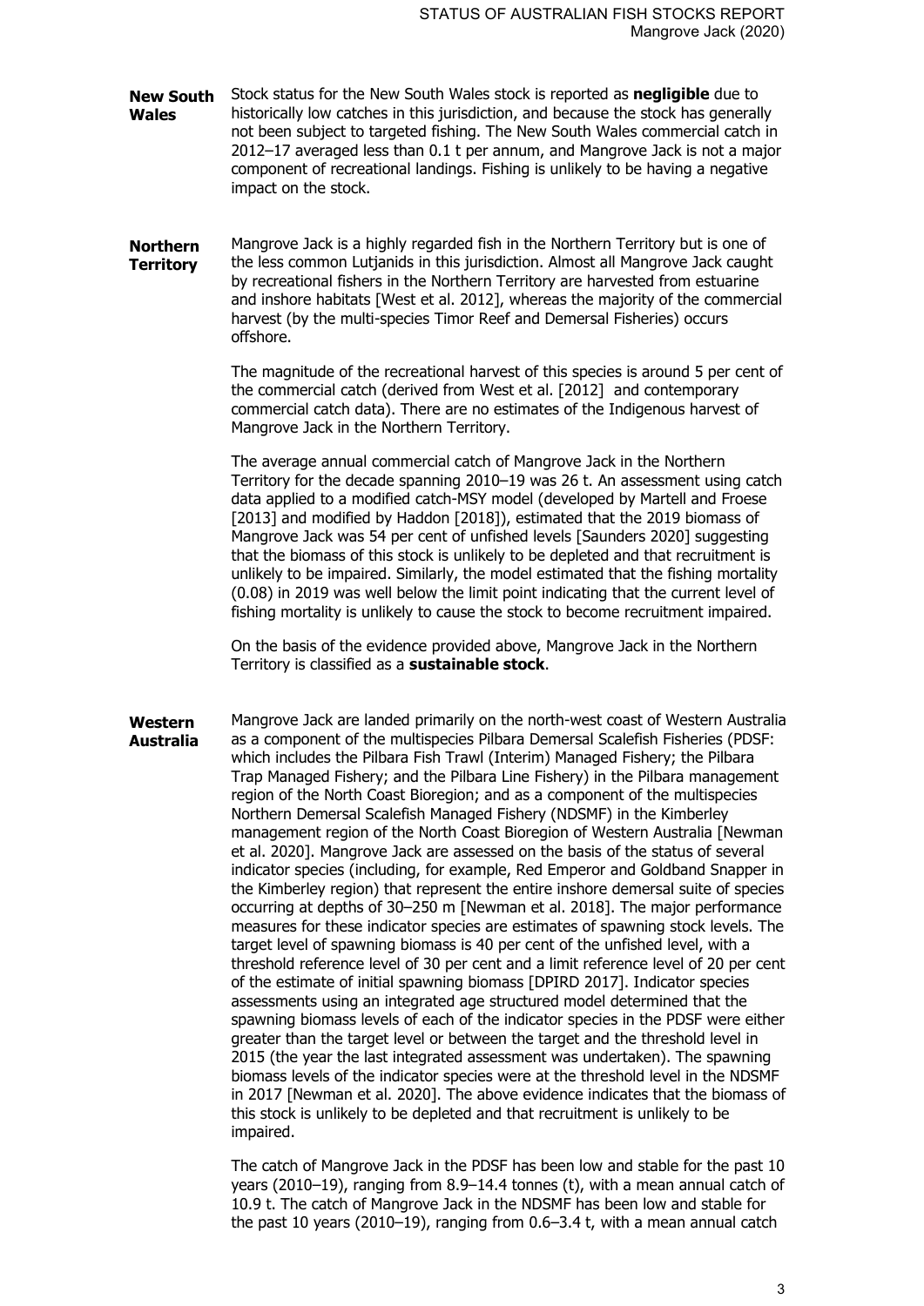**New South Wales**

Stock status for the New South Wales stock is reported as **negligible** due to historically low catches in this jurisdiction, and because the stock has generally not been subject to targeted fishing. The New South Wales commercial catch in 2012–17 averaged less than 0.1 t per annum, and Mangrove Jack is not a major component of recreational landings. Fishing is unlikely to be having a negative impact on the stock.

**Northern Territory**

Mangrove Jack is a highly regarded fish in the Northern Territory but is one of the less common Lutjanids in this jurisdiction. Almost all Mangrove Jack caught by recreational fishers in the Northern Territory are harvested from estuarine and inshore habitats [West et al. 2012], whereas the majority of the commercial harvest (by the multi-species Timor Reef and Demersal Fisheries) occurs offshore.

The magnitude of the recreational harvest of this species is around 5 per cent of the commercial catch (derived from West et al. [2012] and contemporary commercial catch data). There are no estimates of the Indigenous harvest of Mangrove Jack in the Northern Territory.

The average annual commercial catch of Mangrove Jack in the Northern Territory for the decade spanning 2010–19 was 26 t. An assessment using catch data applied to a modified catch-MSY model (developed by Martell and Froese [2013] and modified by Haddon [2018]), estimated that the 2019 biomass of Mangrove Jack was 54 per cent of unfished levels [Saunders 2020] suggesting that the biomass of this stock is unlikely to be depleted and that recruitment is unlikely to be impaired. Similarly, the model estimated that the fishing mortality (0.08) in 2019 was well below the limit point indicating that the current level of fishing mortality is unlikely to cause the stock to become recruitment impaired.

On the basis of the evidence provided above, Mangrove Jack in the Northern Territory is classified as a **sustainable stock**.

**Western Australia**

Mangrove Jack are landed primarily on the north-west coast of Western Australia as a component of the multispecies Pilbara Demersal Scalefish Fisheries (PDSF: which includes the Pilbara Fish Trawl (Interim) Managed Fishery; the Pilbara Trap Managed Fishery; and the Pilbara Line Fishery) in the Pilbara management region of the North Coast Bioregion; and as a component of the multispecies Northern Demersal Scalefish Managed Fishery (NDSMF) in the Kimberley management region of the North Coast Bioregion of Western Australia [Newman et al. 2020]. Mangrove Jack are assessed on the basis of the status of several indicator species (including, for example, Red Emperor and Goldband Snapper in the Kimberley region) that represent the entire inshore demersal suite of species occurring at depths of 30–250 m [Newman et al. 2018]. The major performance measures for these indicator species are estimates of spawning stock levels. The target level of spawning biomass is 40 per cent of the unfished level, with a threshold reference level of 30 per cent and a limit reference level of 20 per cent of the estimate of initial spawning biomass [DPIRD 2017]. Indicator species assessments using an integrated age structured model determined that the spawning biomass levels of each of the indicator species in the PDSF were either greater than the target level or between the target and the threshold level in 2015 (the year the last integrated assessment was undertaken). The spawning biomass levels of the indicator species were at the threshold level in the NDSMF in 2017 [Newman et al. 2020]. The above evidence indicates that the biomass of this stock is unlikely to be depleted and that recruitment is unlikely to be impaired.

The catch of Mangrove Jack in the PDSF has been low and stable for the past 10 years (2010–19), ranging from 8.9–14.4 tonnes (t), with a mean annual catch of 10.9 t. The catch of Mangrove Jack in the NDSMF has been low and stable for the past 10 years (2010–19), ranging from 0.6–3.4 t, with a mean annual catch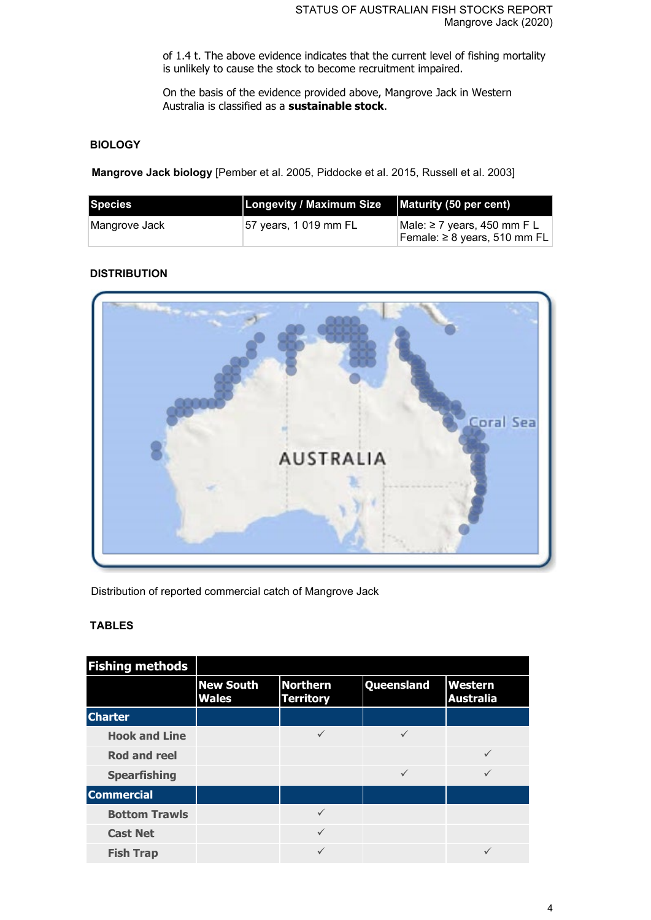of 1.4 t. The above evidence indicates that the current level of fishing mortality is unlikely to cause the stock to become recruitment impaired.

On the basis of the evidence provided above, Mangrove Jack in Western Australia is classified as a **sustainable stock**.

## BIOLOGY

**Mangrove Jack biology** [Pember et al. 2005, Piddocke et al. 2015, Russell et al. 2003]

| Species | Longevity / Maximum Size | Maturity (50 per cent) |
| --- | --- | --- |
| Mangrove Jack | 57 years, 1 019 mm FL | Male: ≥ 7 years, 450 mm F L<br>Female: ≥ 8 years, 510 mm FL |

## DISTRIBUTION

Distribution of reported commercial catch of Mangrove Jack

## TABLES

| Fishing methods | | | | |
| --- | --- | --- | --- | --- |
| | New South Wales | Northern Territory | Queensland | Western Australia |
| **Charter** | | | | |
| Hook and Line | | ✓ | ✓ | |
| Rod and reel | | | | ✓ |
| Spearfishing | | | ✓ | ✓ |
| **Commercial** | | | | |
| Bottom Trawls | | ✓ | | |
| Cast Net | | ✓ | | |
| Fish Trap | | ✓ | | ✓ |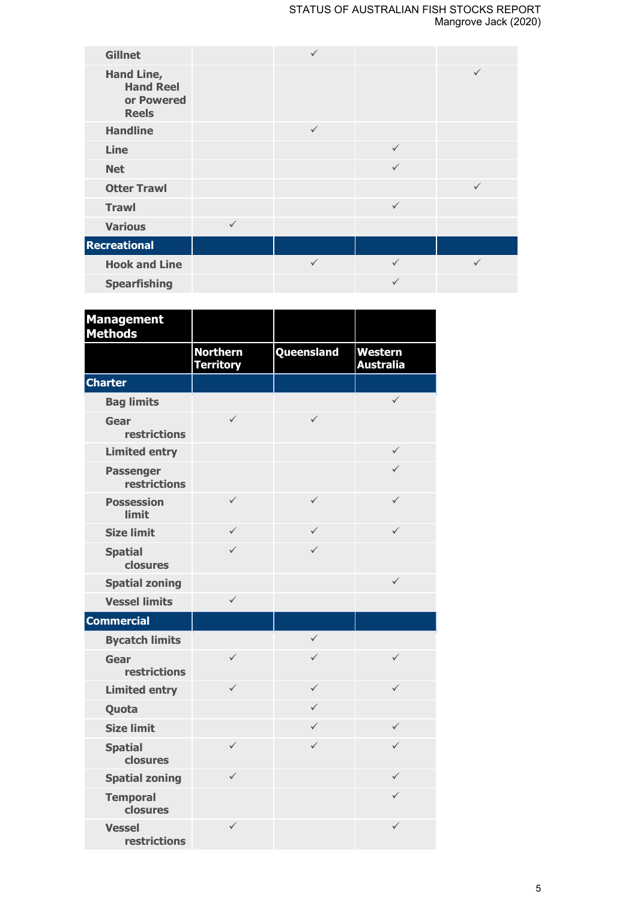| | | | | |
|---|---|---|---|---|
| Gillnet | | ✓ | | |
| Hand Line, Hand Reel or Powered Reels | | | | ✓ |
| Handline | | ✓ | | |
| Line | | | ✓ | |
| Net | | | ✓ | |
| Otter Trawl | | | | ✓ |
| Trawl | | | ✓ | |
| Various | ✓ | | | |
| **Recreational** | | | | |
| Hook and Line | | ✓ | ✓ | ✓ |
| Spearfishing | | | ✓ | |

| Management Methods | Northern Territory | Queensland | Western Australia |
|---|---|---|---|
| **Charter** | | | |
| Bag limits | | | ✓ |
| Gear restrictions | ✓ | ✓ | |
| Limited entry | | | ✓ |
| Passenger restrictions | | | ✓ |
| Possession limit | ✓ | ✓ | ✓ |
| Size limit | ✓ | ✓ | ✓ |
| Spatial closures | ✓ | ✓ | |
| Spatial zoning | | | ✓ |
| Vessel limits | ✓ | | |
| **Commercial** | | | |
| Bycatch limits | | ✓ | |
| Gear restrictions | ✓ | ✓ | ✓ |
| Limited entry | ✓ | ✓ | ✓ |
| Quota | | ✓ | |
| Size limit | | ✓ | ✓ |
| Spatial closures | ✓ | ✓ | ✓ |
| Spatial zoning | ✓ | | ✓ |
| Temporal closures | | | ✓ |
| Vessel restrictions | ✓ | | ✓ |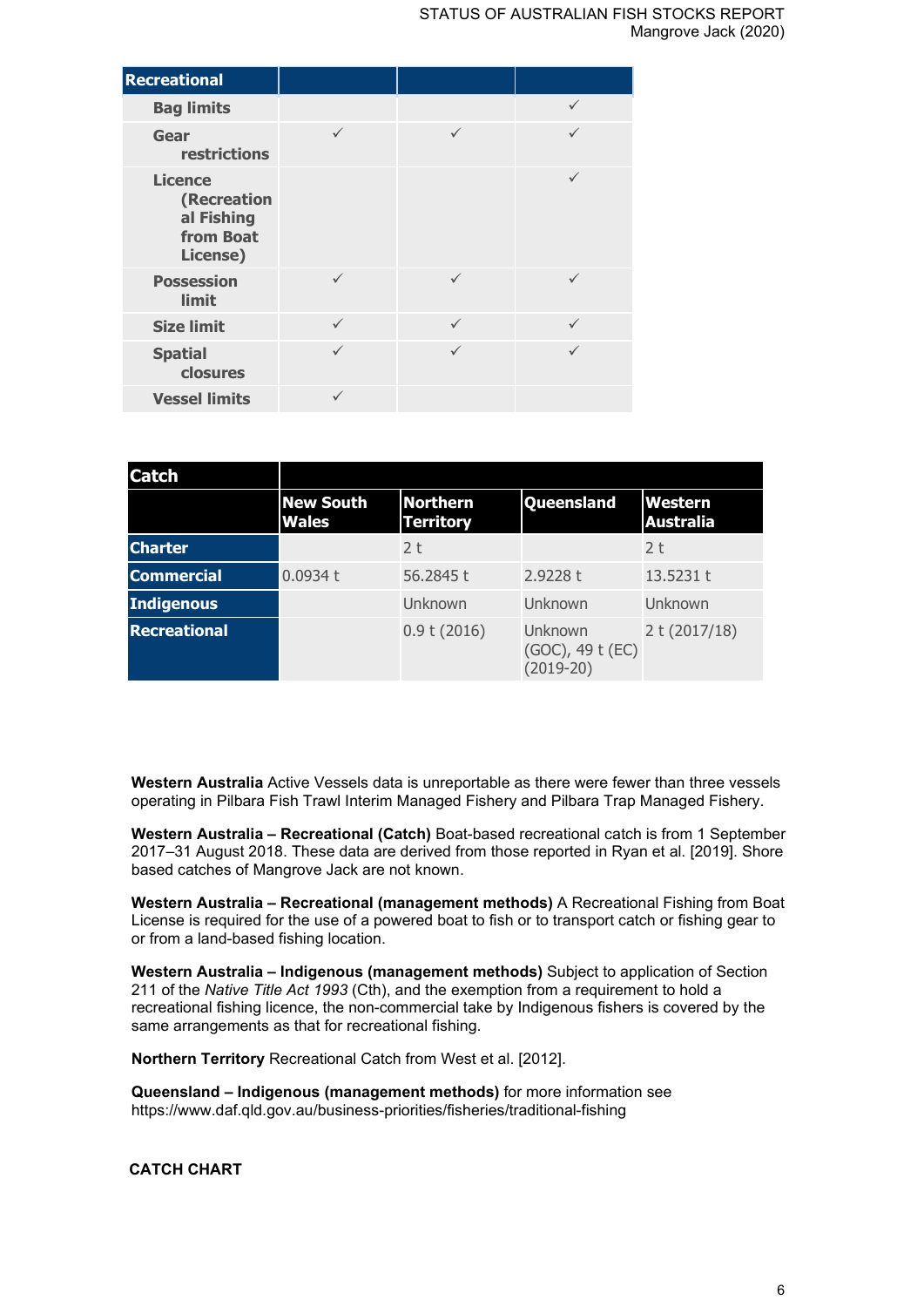| Recreational | | | |
|---|---|---|---|
| Bag limits | | | ✓ |
| Gear restrictions | ✓ | ✓ | ✓ |
| Licence (Recreational Fishing from Boat License) | | | ✓ |
| Possession limit | ✓ | ✓ | ✓ |
| Size limit | ✓ | ✓ | ✓ |
| Spatial closures | ✓ | ✓ | ✓ |
| Vessel limits | ✓ | | |

| Catch | | | | |
|---|---|---|---|---|
| | New South Wales | Northern Territory | Queensland | Western Australia |
| Charter | | 2 t | | 2 t |
| Commercial | 0.0934 t | 56.2845 t | 2.9228 t | 13.5231 t |
| Indigenous | | Unknown | Unknown | Unknown |
| Recreational | | 0.9 t (2016) | Unknown (GOC), 49 t (EC) (2019-20) | 2 t (2017/18) |

**Western Australia** Active Vessels data is unreportable as there were fewer than three vessels operating in Pilbara Fish Trawl Interim Managed Fishery and Pilbara Trap Managed Fishery.

**Western Australia – Recreational (Catch)** Boat-based recreational catch is from 1 September 2017–31 August 2018. These data are derived from those reported in Ryan et al. [2019]. Shore based catches of Mangrove Jack are not known.

**Western Australia – Recreational (management methods)** A Recreational Fishing from Boat License is required for the use of a powered boat to fish or to transport catch or fishing gear to or from a land-based fishing location.

**Western Australia – Indigenous (management methods)** Subject to application of Section 211 of the *Native Title Act 1993* (Cth), and the exemption from a requirement to hold a recreational fishing licence, the non-commercial take by Indigenous fishers is covered by the same arrangements as that for recreational fishing.

**Northern Territory** Recreational Catch from West et al. [2012].

**Queensland – Indigenous (management methods)** for more information see https://www.daf.qld.gov.au/business-priorities/fisheries/traditional-fishing

**CATCH CHART**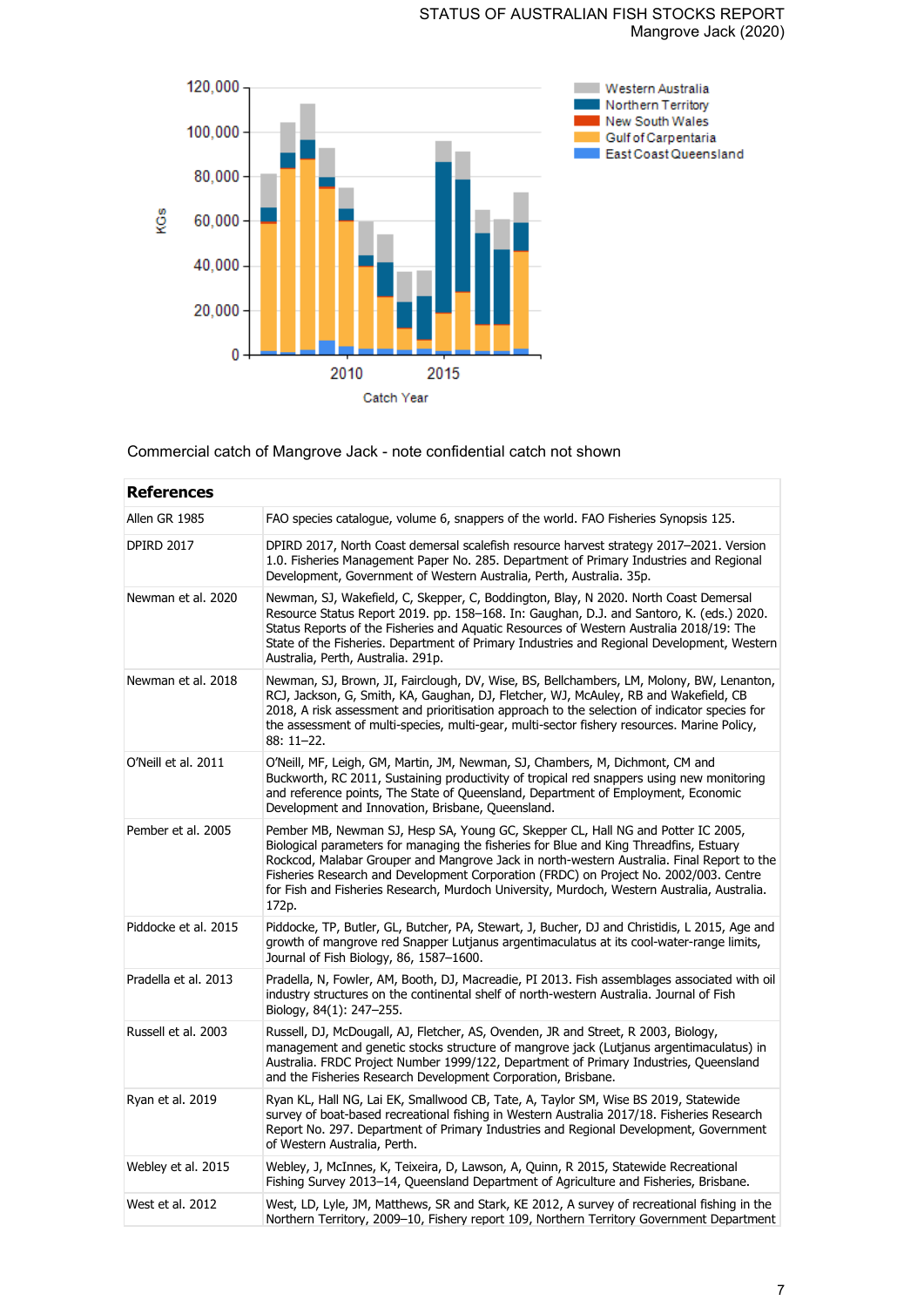Commercial catch of Mangrove Jack - note confidential catch not shown

## References

| | |
|---|---|
| Allen GR 1985 | FAO species catalogue, volume 6, snappers of the world. FAO Fisheries Synopsis 125. |
| DPIRD 2017 | DPIRD 2017, North Coast demersal scalefish resource harvest strategy 2017–2021. Version 1.0. Fisheries Management Paper No. 285. Department of Primary Industries and Regional Development, Government of Western Australia, Perth, Australia. 35p. |
| Newman et al. 2020 | Newman, SJ, Wakefield, C, Skepper, C, Boddington, Blay, N 2020. North Coast Demersal Resource Status Report 2019. pp. 158–168. In: Gaughan, D.J. and Santoro, K. (eds.) 2020. Status Reports of the Fisheries and Aquatic Resources of Western Australia 2018/19: The State of the Fisheries. Department of Primary Industries and Regional Development, Western Australia, Perth, Australia. 291p. |
| Newman et al. 2018 | Newman, SJ, Brown, JI, Fairclough, DV, Wise, BS, Bellchambers, LM, Molony, BW, Lenanton, RCJ, Jackson, G, Smith, KA, Gaughan, DJ, Fletcher, WJ, McAuley, RB and Wakefield, CB 2018, A risk assessment and prioritisation approach to the selection of indicator species for the assessment of multi-species, multi-gear, multi-sector fishery resources. Marine Policy, 88: 11–22. |
| O'Neill et al. 2011 | O'Neill, MF, Leigh, GM, Martin, JM, Newman, SJ, Chambers, M, Dichmont, CM and Buckworth, RC 2011, Sustaining productivity of tropical red snappers using new monitoring and reference points, The State of Queensland, Department of Employment, Economic Development and Innovation, Brisbane, Queensland. |
| Pember et al. 2005 | Pember MB, Newman SJ, Hesp SA, Young GC, Skepper CL, Hall NG and Potter IC 2005, Biological parameters for managing the fisheries for Blue and King Threadfins, Estuary Rockcod, Malabar Grouper and Mangrove Jack in north-western Australia. Final Report to the Fisheries Research and Development Corporation (FRDC) on Project No. 2002/003. Centre for Fish and Fisheries Research, Murdoch University, Murdoch, Western Australia, Australia. 172p. |
| Piddocke et al. 2015 | Piddocke, TP, Butler, GL, Butcher, PA, Stewart, J, Bucher, DJ and Christidis, L 2015, Age and growth of mangrove red Snapper Lutjanus argentimaculatus at its cool-water-range limits, Journal of Fish Biology, 86, 1587–1600. |
| Pradella et al. 2013 | Pradella, N, Fowler, AM, Booth, DJ, Macreadie, PI 2013. Fish assemblages associated with oil industry structures on the continental shelf of north-western Australia. Journal of Fish Biology, 84(1): 247–255. |
| Russell et al. 2003 | Russell, DJ, McDougall, AJ, Fletcher, AS, Ovenden, JR and Street, R 2003, Biology, management and genetic stocks structure of mangrove jack (Lutjanus argentimaculatus) in Australia. FRDC Project Number 1999/122, Department of Primary Industries, Queensland and the Fisheries Research Development Corporation, Brisbane. |
| Ryan et al. 2019 | Ryan KL, Hall NG, Lai EK, Smallwood CB, Tate, A, Taylor SM, Wise BS 2019, Statewide survey of boat-based recreational fishing in Western Australia 2017/18. Fisheries Research Report No. 297. Department of Primary Industries and Regional Development, Government of Western Australia, Perth. |
| Webley et al. 2015 | Webley, J, McInnes, K, Teixeira, D, Lawson, A, Quinn, R 2015, Statewide Recreational Fishing Survey 2013–14, Queensland Department of Agriculture and Fisheries, Brisbane. |
| West et al. 2012 | West, LD, Lyle, JM, Matthews, SR and Stark, KE 2012, A survey of recreational fishing in the Northern Territory, 2009–10, Fishery report 109, Northern Territory Government Department |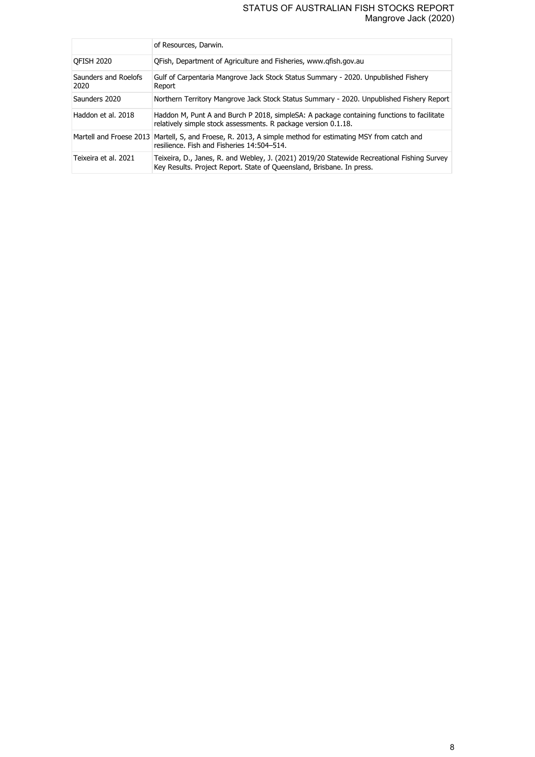| | |
|---|---|
| | of Resources, Darwin. |
| QFISH 2020 | QFish, Department of Agriculture and Fisheries, www.qfish.gov.au |
| Saunders and Roelofs 2020 | Gulf of Carpentaria Mangrove Jack Stock Status Summary - 2020. Unpublished Fishery Report |
| Saunders 2020 | Northern Territory Mangrove Jack Stock Status Summary - 2020. Unpublished Fishery Report |
| Haddon et al. 2018 | Haddon M, Punt A and Burch P 2018, simpleSA: A package containing functions to facilitate relatively simple stock assessments. R package version 0.1.18. |
| Martell and Froese 2013 | Martell, S, and Froese, R. 2013, A simple method for estimating MSY from catch and resilience. Fish and Fisheries 14:504–514. |
| Teixeira et al. 2021 | Teixeira, D., Janes, R. and Webley, J. (2021) 2019/20 Statewide Recreational Fishing Survey Key Results. Project Report. State of Queensland, Brisbane. In press. |